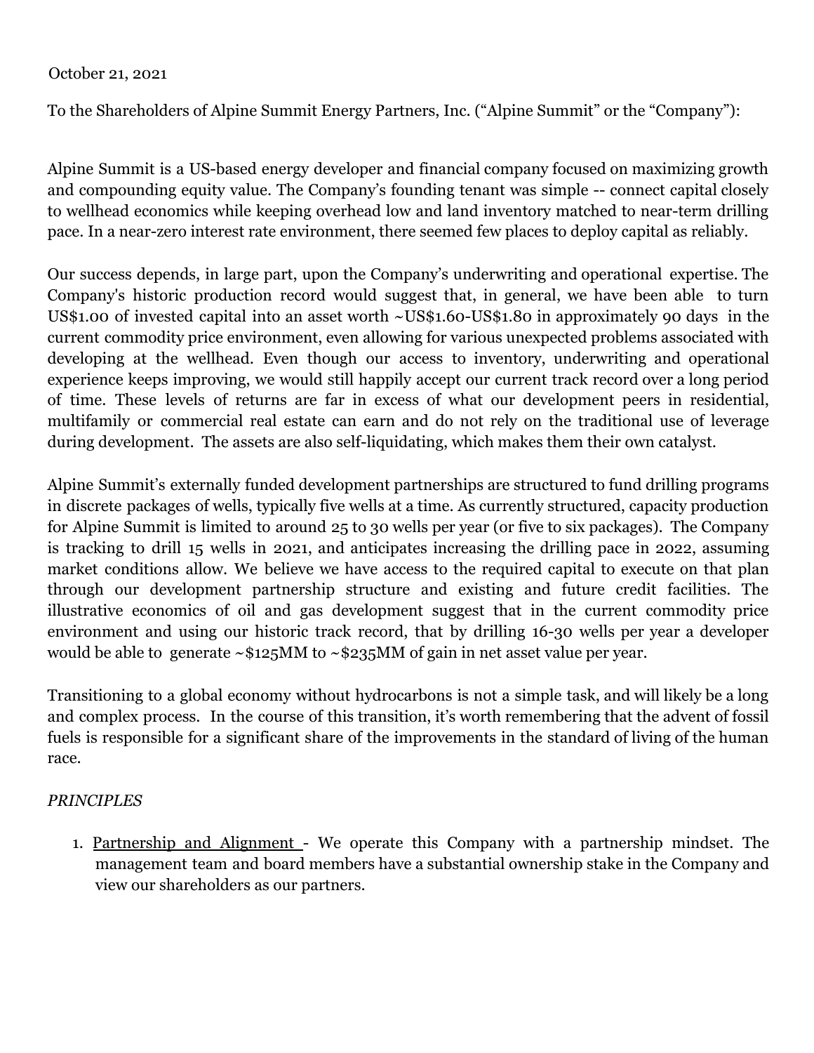October 21, 2021

To the Shareholders of Alpine Summit Energy Partners, Inc. ("Alpine Summit" or the "Company"):

Alpine Summit is a US-based energy developer and financial company focused on maximizing growth and compounding equity value. The Company's founding tenant was simple -- connect capital closely to wellhead economics while keeping overhead low and land inventory matched to near-term drilling pace. In a near-zero interest rate environment, there seemed few places to deploy capital as reliably.

Our success depends, in large part, upon the Company's underwriting and operational expertise. The Company's historic production record would suggest that, in general, we have been able to turn US$1.00 of invested capital into an asset worth ~US$1.60-US$1.80 in approximately 90 days in the current commodity price environment, even allowing for various unexpected problems associated with developing at the wellhead. Even though our access to inventory, underwriting and operational experience keeps improving, we would still happily accept our current track record over a long period of time. These levels of returns are far in excess of what our development peers in residential, multifamily or commercial real estate can earn and do not rely on the traditional use of leverage during development. The assets are also self-liquidating, which makes them their own catalyst.

Alpine Summit's externally funded development partnerships are structured to fund drilling programs in discrete packages of wells, typically five wells at a time. As currently structured, capacity production for Alpine Summit is limited to around 25 to 30 wells per year (or five to six packages). The Company is tracking to drill 15 wells in 2021, and anticipates increasing the drilling pace in 2022, assuming market conditions allow. We believe we have access to the required capital to execute on that plan through our development partnership structure and existing and future credit facilities. The illustrative economics of oil and gas development suggest that in the current commodity price environment and using our historic track record, that by drilling 16-30 wells per year a developer would be able to generate ~$125MM to ~$235MM of gain in net asset value per year.

Transitioning to a global economy without hydrocarbons is not a simple task, and will likely be a long and complex process. In the course of this transition, it's worth remembering that the advent of fossil fuels is responsible for a significant share of the improvements in the standard of living of the human race.

*PRINCIPLES*

1. <u>Partnership and Alignment</u> - We operate this Company with a partnership mindset. The management team and board members have a substantial ownership stake in the Company and view our shareholders as our partners.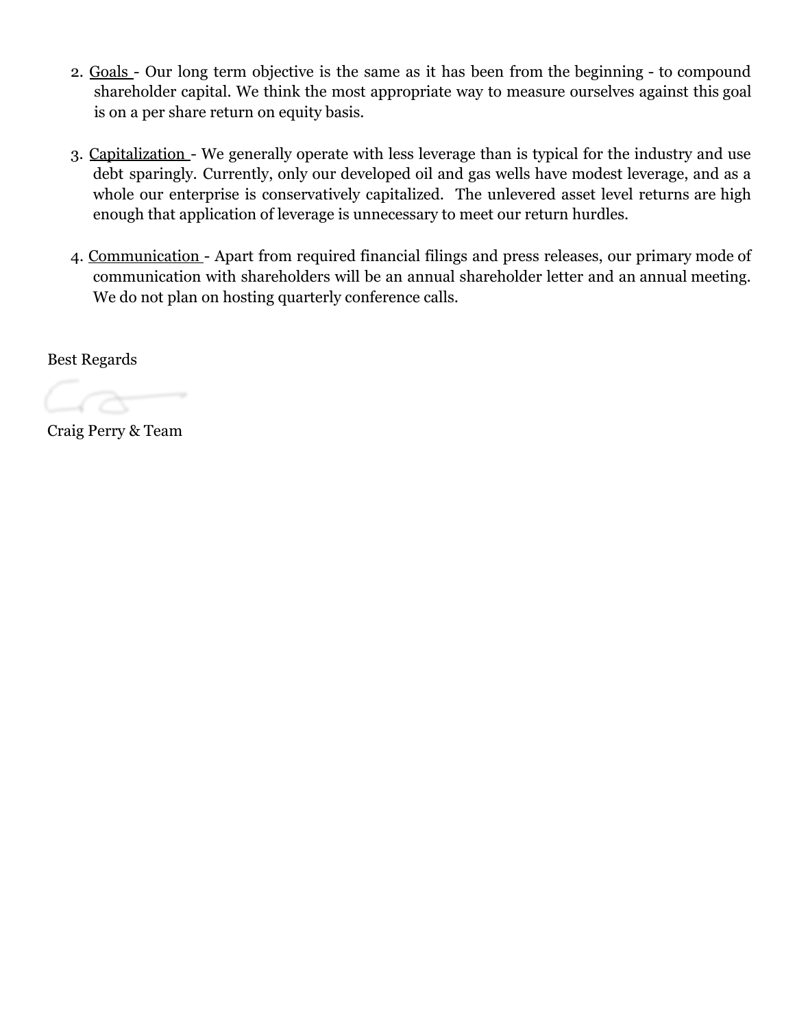2. <u>Goals</u> - Our long term objective is the same as it has been from the beginning - to compound shareholder capital. We think the most appropriate way to measure ourselves against this goal is on a per share return on equity basis.

3. <u>Capitalization</u> - We generally operate with less leverage than is typical for the industry and use debt sparingly. Currently, only our developed oil and gas wells have modest leverage, and as a whole our enterprise is conservatively capitalized. The unlevered asset level returns are high enough that application of leverage is unnecessary to meet our return hurdles.

4. <u>Communication</u> - Apart from required financial filings and press releases, our primary mode of communication with shareholders will be an annual shareholder letter and an annual meeting. We do not plan on hosting quarterly conference calls.

Best Regards

Craig Perry & Team